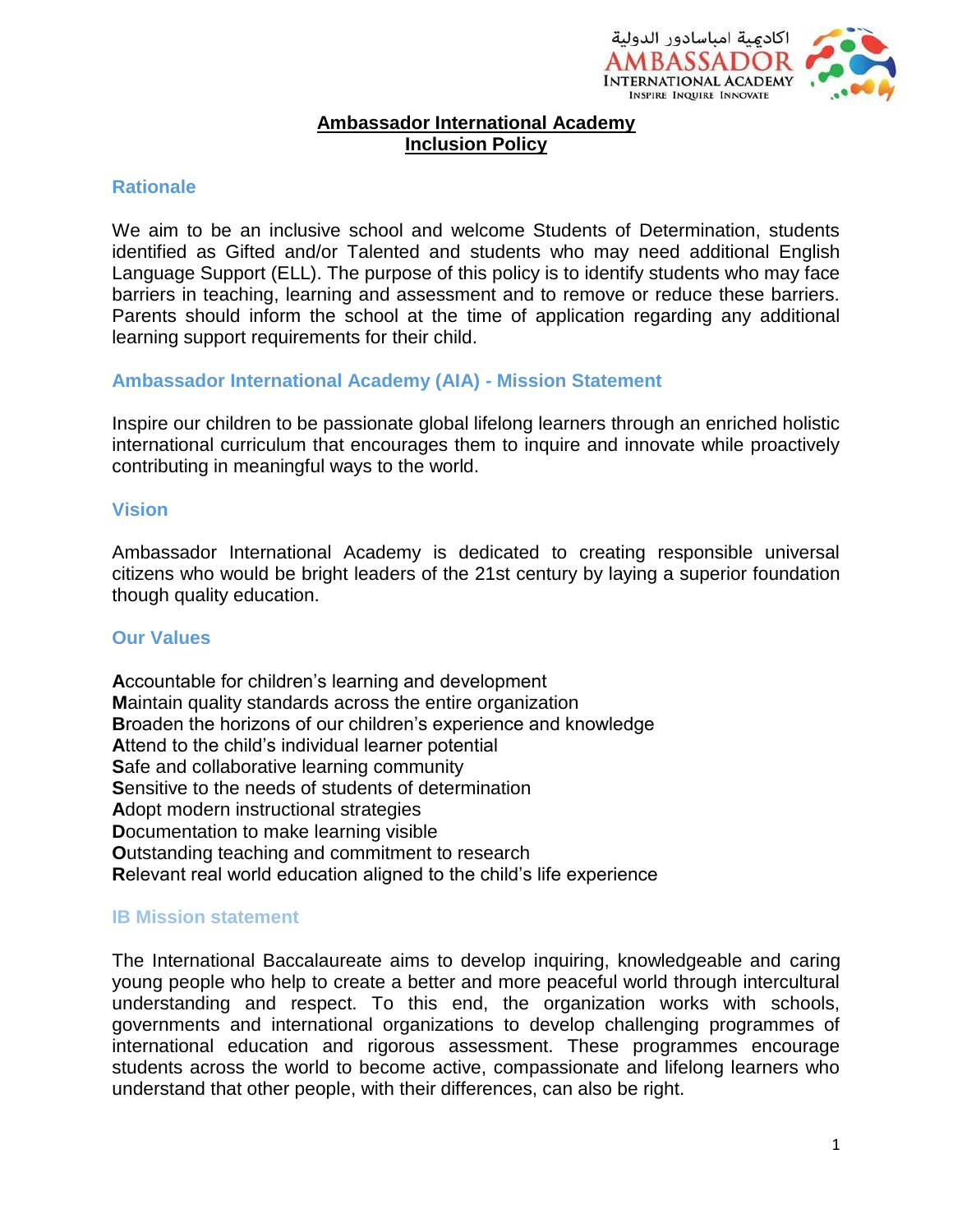# Ambassador International Academy
# Inclusion Policy

## Rationale

We aim to be an inclusive school and welcome Students of Determination, students identified as Gifted and/or Talented and students who may need additional English Language Support (ELL). The purpose of this policy is to identify students who may face barriers in teaching, learning and assessment and to remove or reduce these barriers. Parents should inform the school at the time of application regarding any additional learning support requirements for their child.

## Ambassador International Academy (AIA) - Mission Statement

Inspire our children to be passionate global lifelong learners through an enriched holistic international curriculum that encourages them to inquire and innovate while proactively contributing in meaningful ways to the world.

## Vision

Ambassador International Academy is dedicated to creating responsible universal citizens who would be bright leaders of the 21st century by laying a superior foundation though quality education.

## Our Values

**A**ccountable for children's learning and development
**M**aintain quality standards across the entire organization
**B**roaden the horizons of our children's experience and knowledge
**A**ttend to the child's individual learner potential
**S**afe and collaborative learning community
**S**ensitive to the needs of students of determination
**A**dopt modern instructional strategies
**D**ocumentation to make learning visible
**O**utstanding teaching and commitment to research
**R**elevant real world education aligned to the child's life experience

## IB Mission statement

The International Baccalaureate aims to develop inquiring, knowledgeable and caring young people who help to create a better and more peaceful world through intercultural understanding and respect. To this end, the organization works with schools, governments and international organizations to develop challenging programmes of international education and rigorous assessment. These programmes encourage students across the world to become active, compassionate and lifelong learners who understand that other people, with their differences, can also be right.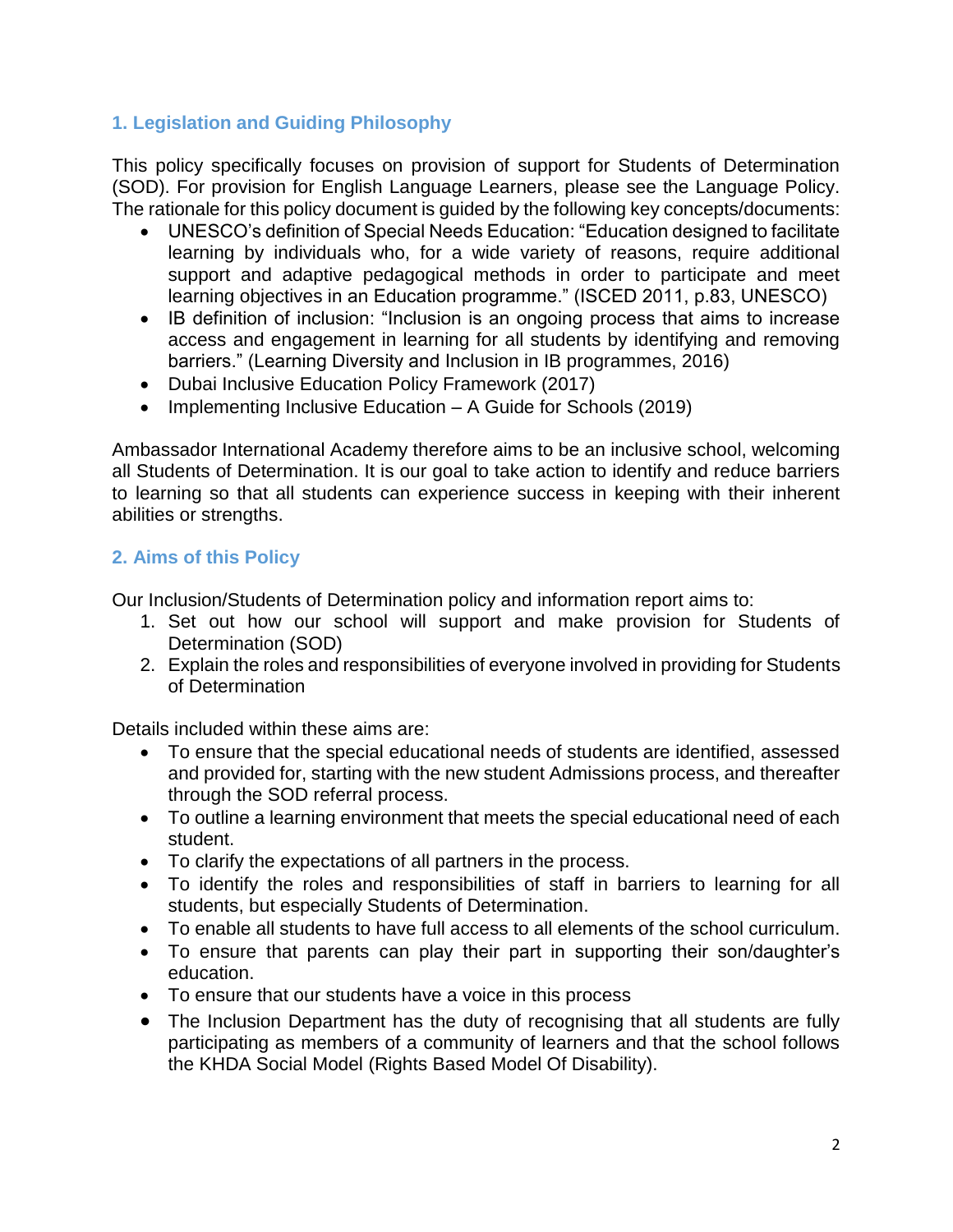## 1. Legislation and Guiding Philosophy

This policy specifically focuses on provision of support for Students of Determination (SOD). For provision for English Language Learners, please see the Language Policy. The rationale for this policy document is guided by the following key concepts/documents:

- UNESCO's definition of Special Needs Education: "Education designed to facilitate learning by individuals who, for a wide variety of reasons, require additional support and adaptive pedagogical methods in order to participate and meet learning objectives in an Education programme." (ISCED 2011, p.83, UNESCO)
- IB definition of inclusion: "Inclusion is an ongoing process that aims to increase access and engagement in learning for all students by identifying and removing barriers." (Learning Diversity and Inclusion in IB programmes, 2016)
- Dubai Inclusive Education Policy Framework (2017)
- Implementing Inclusive Education – A Guide for Schools (2019)

Ambassador International Academy therefore aims to be an inclusive school, welcoming all Students of Determination. It is our goal to take action to identify and reduce barriers to learning so that all students can experience success in keeping with their inherent abilities or strengths.

## 2. Aims of this Policy

Our Inclusion/Students of Determination policy and information report aims to:

1. Set out how our school will support and make provision for Students of Determination (SOD)
2. Explain the roles and responsibilities of everyone involved in providing for Students of Determination

Details included within these aims are:

- To ensure that the special educational needs of students are identified, assessed and provided for, starting with the new student Admissions process, and thereafter through the SOD referral process.
- To outline a learning environment that meets the special educational need of each student.
- To clarify the expectations of all partners in the process.
- To identify the roles and responsibilities of staff in barriers to learning for all students, but especially Students of Determination.
- To enable all students to have full access to all elements of the school curriculum.
- To ensure that parents can play their part in supporting their son/daughter's education.
- To ensure that our students have a voice in this process
- The Inclusion Department has the duty of recognising that all students are fully participating as members of a community of learners and that the school follows the KHDA Social Model (Rights Based Model Of Disability).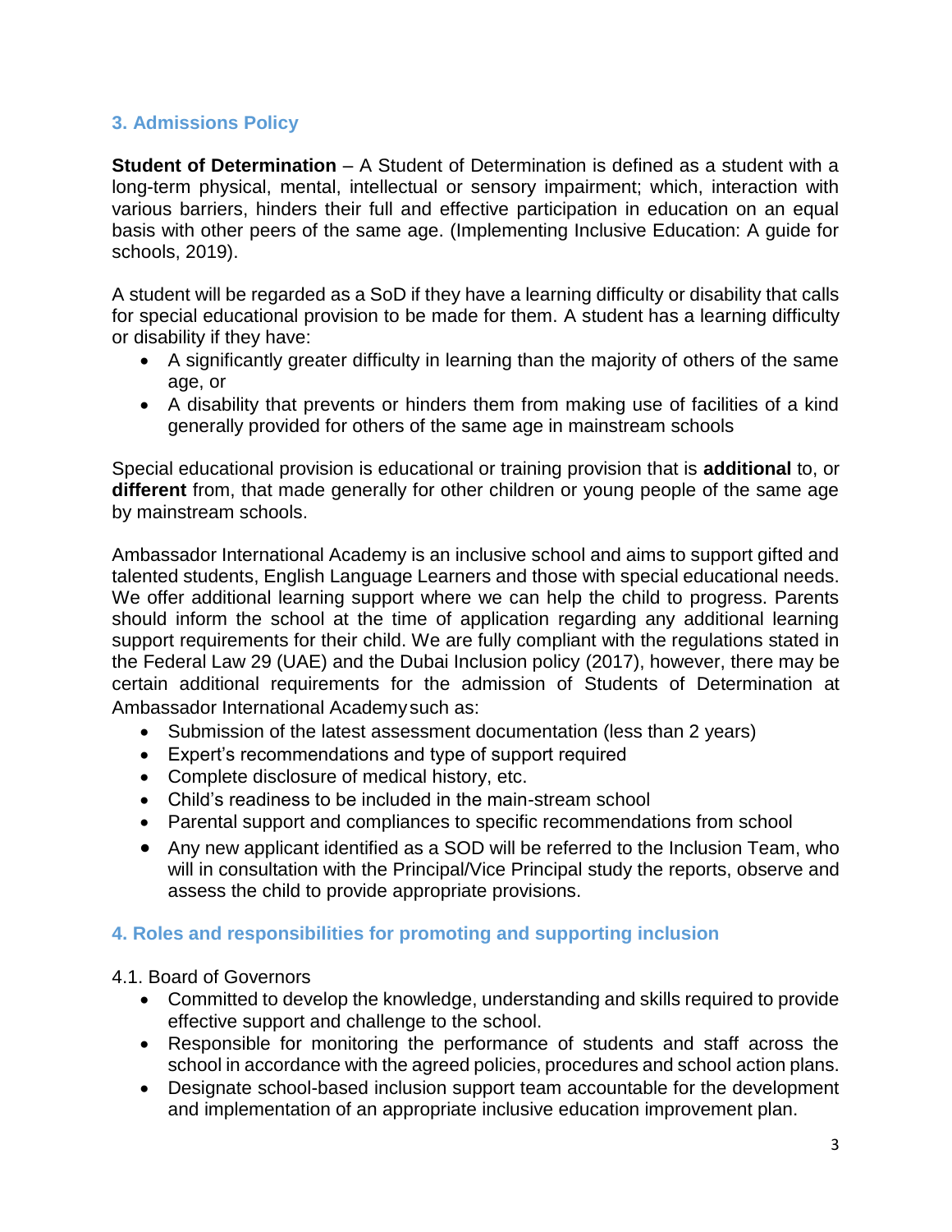## 3. Admissions Policy

**Student of Determination** – A Student of Determination is defined as a student with a long-term physical, mental, intellectual or sensory impairment; which, interaction with various barriers, hinders their full and effective participation in education on an equal basis with other peers of the same age. (Implementing Inclusive Education: A guide for schools, 2019).

A student will be regarded as a SoD if they have a learning difficulty or disability that calls for special educational provision to be made for them. A student has a learning difficulty or disability if they have:

- A significantly greater difficulty in learning than the majority of others of the same age, or
- A disability that prevents or hinders them from making use of facilities of a kind generally provided for others of the same age in mainstream schools

Special educational provision is educational or training provision that is **additional** to, or **different** from, that made generally for other children or young people of the same age by mainstream schools.

Ambassador International Academy is an inclusive school and aims to support gifted and talented students, English Language Learners and those with special educational needs. We offer additional learning support where we can help the child to progress. Parents should inform the school at the time of application regarding any additional learning support requirements for their child. We are fully compliant with the regulations stated in the Federal Law 29 (UAE) and the Dubai Inclusion policy (2017), however, there may be certain additional requirements for the admission of Students of Determination at Ambassador International Academy such as:

- Submission of the latest assessment documentation (less than 2 years)
- Expert's recommendations and type of support required
- Complete disclosure of medical history, etc.
- Child's readiness to be included in the main-stream school
- Parental support and compliances to specific recommendations from school
- Any new applicant identified as a SOD will be referred to the Inclusion Team, who will in consultation with the Principal/Vice Principal study the reports, observe and assess the child to provide appropriate provisions.

## 4. Roles and responsibilities for promoting and supporting inclusion

4.1. Board of Governors

- Committed to develop the knowledge, understanding and skills required to provide effective support and challenge to the school.
- Responsible for monitoring the performance of students and staff across the school in accordance with the agreed policies, procedures and school action plans.
- Designate school-based inclusion support team accountable for the development and implementation of an appropriate inclusive education improvement plan.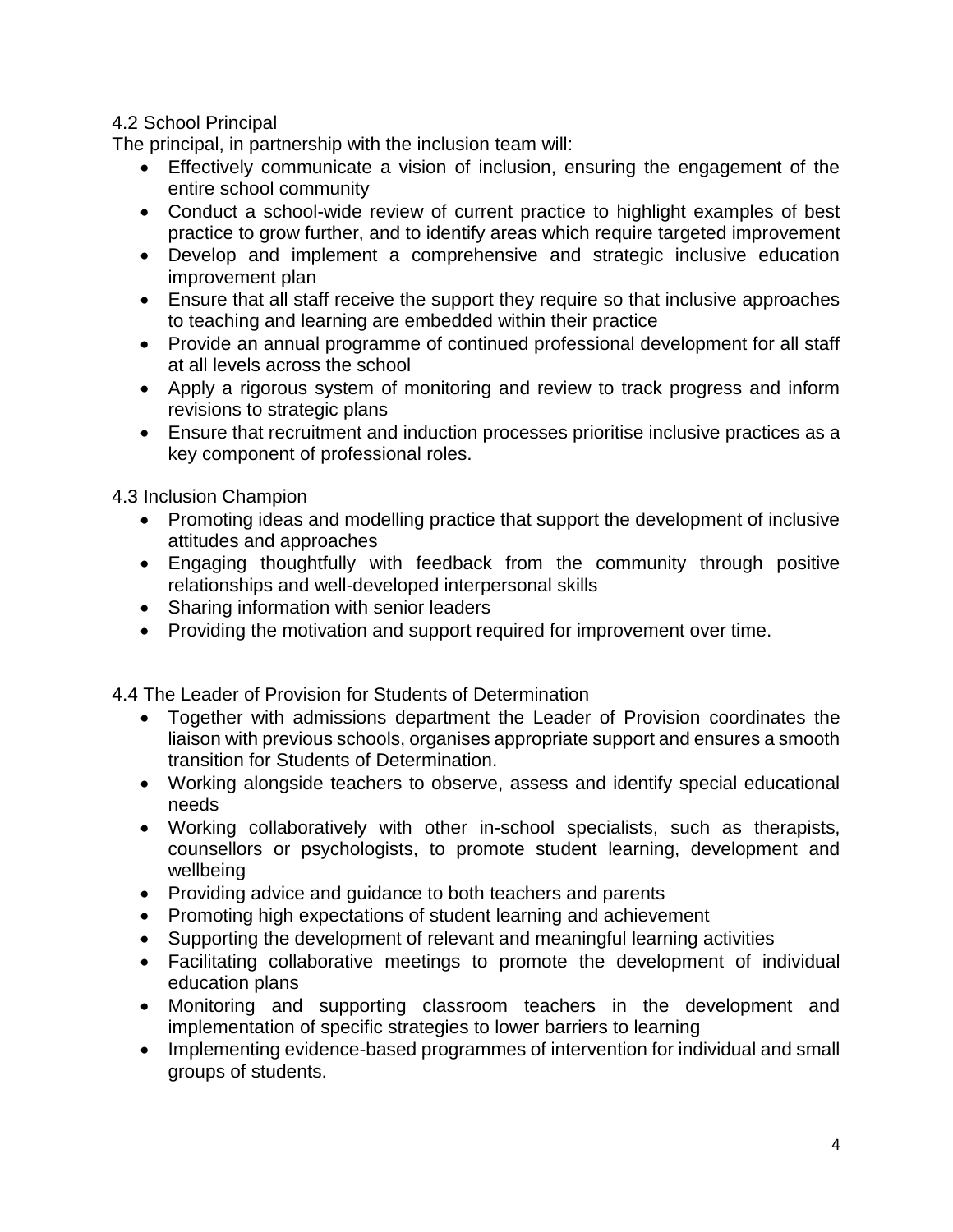### 4.2 School Principal

The principal, in partnership with the inclusion team will:

- Effectively communicate a vision of inclusion, ensuring the engagement of the entire school community
- Conduct a school-wide review of current practice to highlight examples of best practice to grow further, and to identify areas which require targeted improvement
- Develop and implement a comprehensive and strategic inclusive education improvement plan
- Ensure that all staff receive the support they require so that inclusive approaches to teaching and learning are embedded within their practice
- Provide an annual programme of continued professional development for all staff at all levels across the school
- Apply a rigorous system of monitoring and review to track progress and inform revisions to strategic plans
- Ensure that recruitment and induction processes prioritise inclusive practices as a key component of professional roles.

### 4.3 Inclusion Champion

- Promoting ideas and modelling practice that support the development of inclusive attitudes and approaches
- Engaging thoughtfully with feedback from the community through positive relationships and well-developed interpersonal skills
- Sharing information with senior leaders
- Providing the motivation and support required for improvement over time.

### 4.4 The Leader of Provision for Students of Determination

- Together with admissions department the Leader of Provision coordinates the liaison with previous schools, organises appropriate support and ensures a smooth transition for Students of Determination.
- Working alongside teachers to observe, assess and identify special educational needs
- Working collaboratively with other in-school specialists, such as therapists, counsellors or psychologists, to promote student learning, development and wellbeing
- Providing advice and guidance to both teachers and parents
- Promoting high expectations of student learning and achievement
- Supporting the development of relevant and meaningful learning activities
- Facilitating collaborative meetings to promote the development of individual education plans
- Monitoring and supporting classroom teachers in the development and implementation of specific strategies to lower barriers to learning
- Implementing evidence-based programmes of intervention for individual and small groups of students.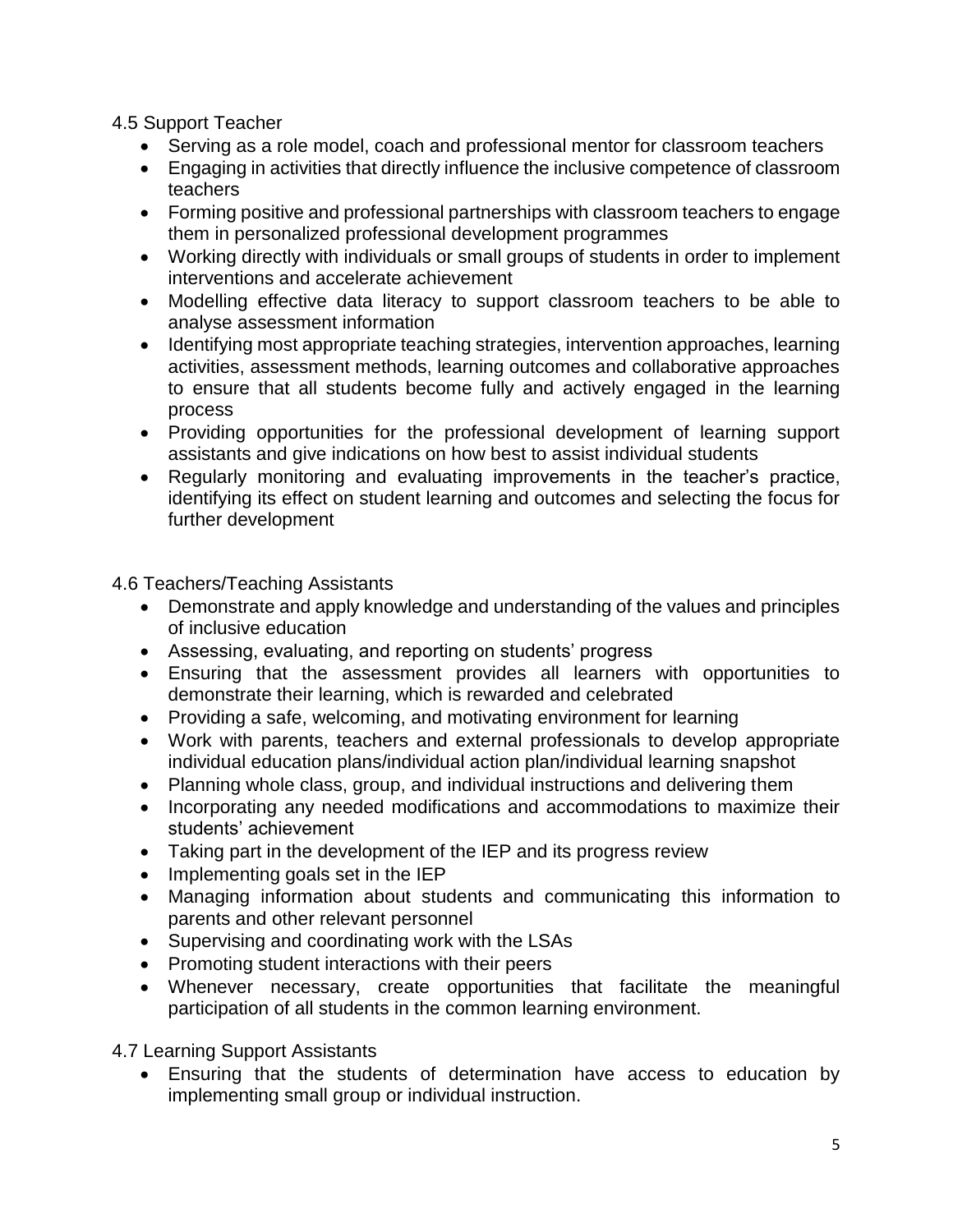### 4.5 Support Teacher

- Serving as a role model, coach and professional mentor for classroom teachers
- Engaging in activities that directly influence the inclusive competence of classroom teachers
- Forming positive and professional partnerships with classroom teachers to engage them in personalized professional development programmes
- Working directly with individuals or small groups of students in order to implement interventions and accelerate achievement
- Modelling effective data literacy to support classroom teachers to be able to analyse assessment information
- Identifying most appropriate teaching strategies, intervention approaches, learning activities, assessment methods, learning outcomes and collaborative approaches to ensure that all students become fully and actively engaged in the learning process
- Providing opportunities for the professional development of learning support assistants and give indications on how best to assist individual students
- Regularly monitoring and evaluating improvements in the teacher's practice, identifying its effect on student learning and outcomes and selecting the focus for further development

### 4.6 Teachers/Teaching Assistants

- Demonstrate and apply knowledge and understanding of the values and principles of inclusive education
- Assessing, evaluating, and reporting on students' progress
- Ensuring that the assessment provides all learners with opportunities to demonstrate their learning, which is rewarded and celebrated
- Providing a safe, welcoming, and motivating environment for learning
- Work with parents, teachers and external professionals to develop appropriate individual education plans/individual action plan/individual learning snapshot
- Planning whole class, group, and individual instructions and delivering them
- Incorporating any needed modifications and accommodations to maximize their students' achievement
- Taking part in the development of the IEP and its progress review
- Implementing goals set in the IEP
- Managing information about students and communicating this information to parents and other relevant personnel
- Supervising and coordinating work with the LSAs
- Promoting student interactions with their peers
- Whenever necessary, create opportunities that facilitate the meaningful participation of all students in the common learning environment.

### 4.7 Learning Support Assistants

- Ensuring that the students of determination have access to education by implementing small group or individual instruction.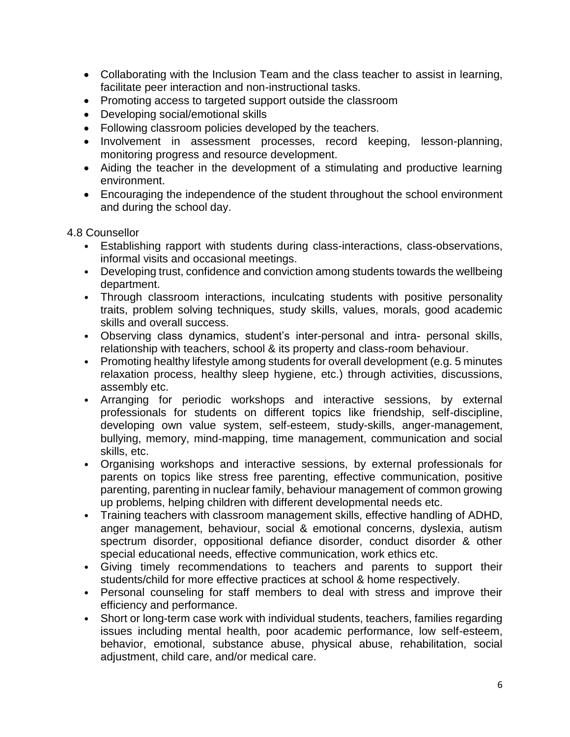- Collaborating with the Inclusion Team and the class teacher to assist in learning, facilitate peer interaction and non-instructional tasks.
- Promoting access to targeted support outside the classroom
- Developing social/emotional skills
- Following classroom policies developed by the teachers.
- Involvement in assessment processes, record keeping, lesson-planning, monitoring progress and resource development.
- Aiding the teacher in the development of a stimulating and productive learning environment.
- Encouraging the independence of the student throughout the school environment and during the school day.

4.8 Counsellor

- Establishing rapport with students during class-interactions, class-observations, informal visits and occasional meetings.
- Developing trust, confidence and conviction among students towards the wellbeing department.
- Through classroom interactions, inculcating students with positive personality traits, problem solving techniques, study skills, values, morals, good academic skills and overall success.
- Observing class dynamics, student's inter-personal and intra- personal skills, relationship with teachers, school & its property and class-room behaviour.
- Promoting healthy lifestyle among students for overall development (e.g. 5 minutes relaxation process, healthy sleep hygiene, etc.) through activities, discussions, assembly etc.
- Arranging for periodic workshops and interactive sessions, by external professionals for students on different topics like friendship, self-discipline, developing own value system, self-esteem, study-skills, anger-management, bullying, memory, mind-mapping, time management, communication and social skills, etc.
- Organising workshops and interactive sessions, by external professionals for parents on topics like stress free parenting, effective communication, positive parenting, parenting in nuclear family, behaviour management of common growing up problems, helping children with different developmental needs etc.
- Training teachers with classroom management skills, effective handling of ADHD, anger management, behaviour, social & emotional concerns, dyslexia, autism spectrum disorder, oppositional defiance disorder, conduct disorder & other special educational needs, effective communication, work ethics etc.
- Giving timely recommendations to teachers and parents to support their students/child for more effective practices at school & home respectively.
- Personal counseling for staff members to deal with stress and improve their efficiency and performance.
- Short or long-term case work with individual students, teachers, families regarding issues including mental health, poor academic performance, low self-esteem, behavior, emotional, substance abuse, physical abuse, rehabilitation, social adjustment, child care, and/or medical care.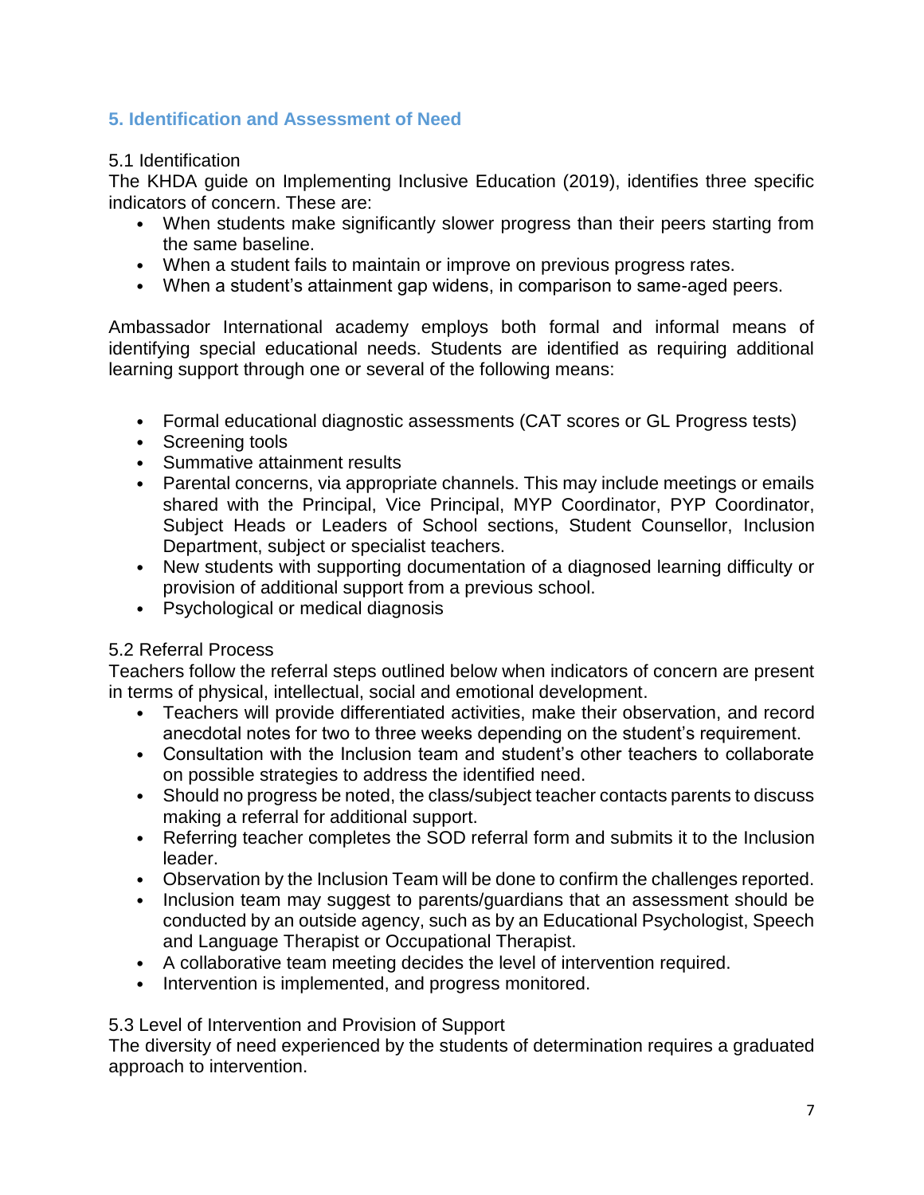## 5. Identification and Assessment of Need

### 5.1 Identification

The KHDA guide on Implementing Inclusive Education (2019), identifies three specific indicators of concern. These are:

- When students make significantly slower progress than their peers starting from the same baseline.
- When a student fails to maintain or improve on previous progress rates.
- When a student's attainment gap widens, in comparison to same-aged peers.

Ambassador International academy employs both formal and informal means of identifying special educational needs. Students are identified as requiring additional learning support through one or several of the following means:

- Formal educational diagnostic assessments (CAT scores or GL Progress tests)
- Screening tools
- Summative attainment results
- Parental concerns, via appropriate channels. This may include meetings or emails shared with the Principal, Vice Principal, MYP Coordinator, PYP Coordinator, Subject Heads or Leaders of School sections, Student Counsellor, Inclusion Department, subject or specialist teachers.
- New students with supporting documentation of a diagnosed learning difficulty or provision of additional support from a previous school.
- Psychological or medical diagnosis

### 5.2 Referral Process

Teachers follow the referral steps outlined below when indicators of concern are present in terms of physical, intellectual, social and emotional development.

- Teachers will provide differentiated activities, make their observation, and record anecdotal notes for two to three weeks depending on the student's requirement.
- Consultation with the Inclusion team and student's other teachers to collaborate on possible strategies to address the identified need.
- Should no progress be noted, the class/subject teacher contacts parents to discuss making a referral for additional support.
- Referring teacher completes the SOD referral form and submits it to the Inclusion leader.
- Observation by the Inclusion Team will be done to confirm the challenges reported.
- Inclusion team may suggest to parents/guardians that an assessment should be conducted by an outside agency, such as by an Educational Psychologist, Speech and Language Therapist or Occupational Therapist.
- A collaborative team meeting decides the level of intervention required.
- Intervention is implemented, and progress monitored.

### 5.3 Level of Intervention and Provision of Support

The diversity of need experienced by the students of determination requires a graduated approach to intervention.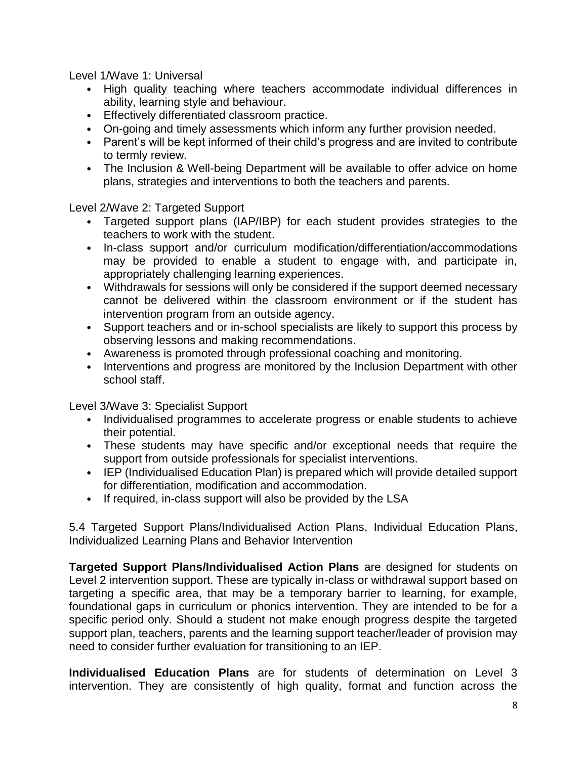Level 1/Wave 1: Universal

- High quality teaching where teachers accommodate individual differences in ability, learning style and behaviour.
- Effectively differentiated classroom practice.
- On-going and timely assessments which inform any further provision needed.
- Parent's will be kept informed of their child's progress and are invited to contribute to termly review.
- The Inclusion & Well-being Department will be available to offer advice on home plans, strategies and interventions to both the teachers and parents.

Level 2/Wave 2: Targeted Support

- Targeted support plans (IAP/IBP) for each student provides strategies to the teachers to work with the student.
- In-class support and/or curriculum modification/differentiation/accommodations may be provided to enable a student to engage with, and participate in, appropriately challenging learning experiences.
- Withdrawals for sessions will only be considered if the support deemed necessary cannot be delivered within the classroom environment or if the student has intervention program from an outside agency.
- Support teachers and or in-school specialists are likely to support this process by observing lessons and making recommendations.
- Awareness is promoted through professional coaching and monitoring.
- Interventions and progress are monitored by the Inclusion Department with other school staff.

Level 3/Wave 3: Specialist Support

- Individualised programmes to accelerate progress or enable students to achieve their potential.
- These students may have specific and/or exceptional needs that require the support from outside professionals for specialist interventions.
- IEP (Individualised Education Plan) is prepared which will provide detailed support for differentiation, modification and accommodation.
- If required, in-class support will also be provided by the LSA

5.4 Targeted Support Plans/Individualised Action Plans, Individual Education Plans, Individualized Learning Plans and Behavior Intervention

**Targeted Support Plans/Individualised Action Plans** are designed for students on Level 2 intervention support. These are typically in-class or withdrawal support based on targeting a specific area, that may be a temporary barrier to learning, for example, foundational gaps in curriculum or phonics intervention. They are intended to be for a specific period only. Should a student not make enough progress despite the targeted support plan, teachers, parents and the learning support teacher/leader of provision may need to consider further evaluation for transitioning to an IEP.

**Individualised Education Plans** are for students of determination on Level 3 intervention. They are consistently of high quality, format and function across the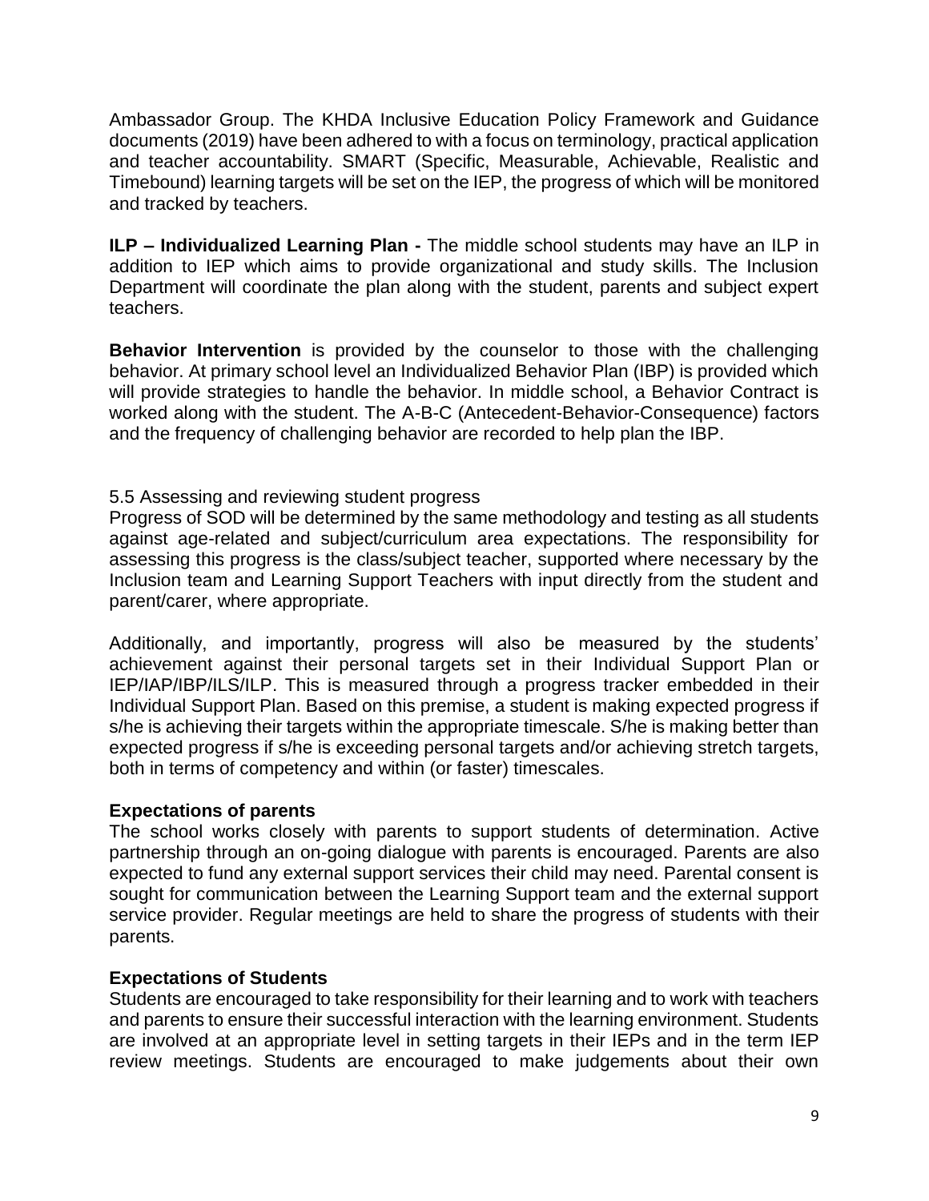Ambassador Group. The KHDA Inclusive Education Policy Framework and Guidance documents (2019) have been adhered to with a focus on terminology, practical application and teacher accountability. SMART (Specific, Measurable, Achievable, Realistic and Timebound) learning targets will be set on the IEP, the progress of which will be monitored and tracked by teachers.

**ILP – Individualized Learning Plan -** The middle school students may have an ILP in addition to IEP which aims to provide organizational and study skills. The Inclusion Department will coordinate the plan along with the student, parents and subject expert teachers.

**Behavior Intervention** is provided by the counselor to those with the challenging behavior. At primary school level an Individualized Behavior Plan (IBP) is provided which will provide strategies to handle the behavior. In middle school, a Behavior Contract is worked along with the student. The A-B-C (Antecedent-Behavior-Consequence) factors and the frequency of challenging behavior are recorded to help plan the IBP.

5.5 Assessing and reviewing student progress

Progress of SOD will be determined by the same methodology and testing as all students against age-related and subject/curriculum area expectations. The responsibility for assessing this progress is the class/subject teacher, supported where necessary by the Inclusion team and Learning Support Teachers with input directly from the student and parent/carer, where appropriate.

Additionally, and importantly, progress will also be measured by the students' achievement against their personal targets set in their Individual Support Plan or IEP/IAP/IBP/ILS/ILP. This is measured through a progress tracker embedded in their Individual Support Plan. Based on this premise, a student is making expected progress if s/he is achieving their targets within the appropriate timescale. S/he is making better than expected progress if s/he is exceeding personal targets and/or achieving stretch targets, both in terms of competency and within (or faster) timescales.

**Expectations of parents**

The school works closely with parents to support students of determination. Active partnership through an on-going dialogue with parents is encouraged. Parents are also expected to fund any external support services their child may need. Parental consent is sought for communication between the Learning Support team and the external support service provider. Regular meetings are held to share the progress of students with their parents.

**Expectations of Students**

Students are encouraged to take responsibility for their learning and to work with teachers and parents to ensure their successful interaction with the learning environment. Students are involved at an appropriate level in setting targets in their IEPs and in the term IEP review meetings. Students are encouraged to make judgements about their own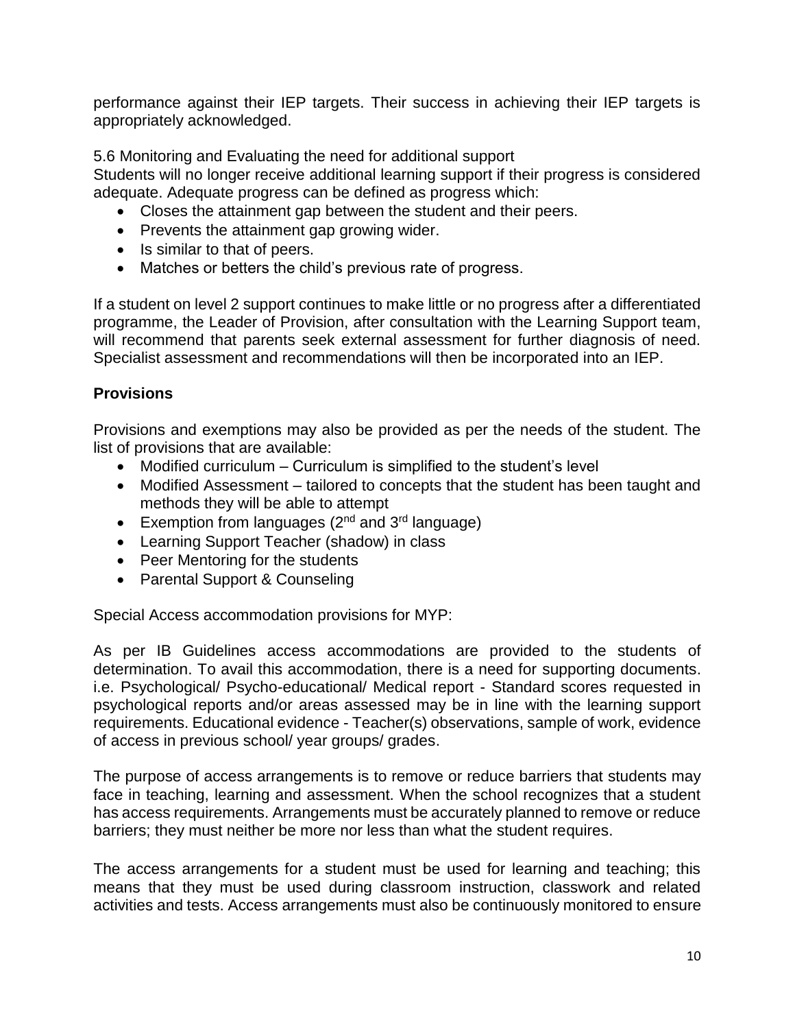performance against their IEP targets. Their success in achieving their IEP targets is appropriately acknowledged.

5.6 Monitoring and Evaluating the need for additional support

Students will no longer receive additional learning support if their progress is considered adequate. Adequate progress can be defined as progress which:

- Closes the attainment gap between the student and their peers.
- Prevents the attainment gap growing wider.
- Is similar to that of peers.
- Matches or betters the child's previous rate of progress.

If a student on level 2 support continues to make little or no progress after a differentiated programme, the Leader of Provision, after consultation with the Learning Support team, will recommend that parents seek external assessment for further diagnosis of need. Specialist assessment and recommendations will then be incorporated into an IEP.

**Provisions**

Provisions and exemptions may also be provided as per the needs of the student. The list of provisions that are available:

- Modified curriculum – Curriculum is simplified to the student's level
- Modified Assessment – tailored to concepts that the student has been taught and methods they will be able to attempt
- Exemption from languages (2nd and 3rd language)
- Learning Support Teacher (shadow) in class
- Peer Mentoring for the students
- Parental Support & Counseling

Special Access accommodation provisions for MYP:

As per IB Guidelines access accommodations are provided to the students of determination. To avail this accommodation, there is a need for supporting documents. i.e. Psychological/ Psycho-educational/ Medical report - Standard scores requested in psychological reports and/or areas assessed may be in line with the learning support requirements. Educational evidence - Teacher(s) observations, sample of work, evidence of access in previous school/ year groups/ grades.

The purpose of access arrangements is to remove or reduce barriers that students may face in teaching, learning and assessment. When the school recognizes that a student has access requirements. Arrangements must be accurately planned to remove or reduce barriers; they must neither be more nor less than what the student requires.

The access arrangements for a student must be used for learning and teaching; this means that they must be used during classroom instruction, classwork and related activities and tests. Access arrangements must also be continuously monitored to ensure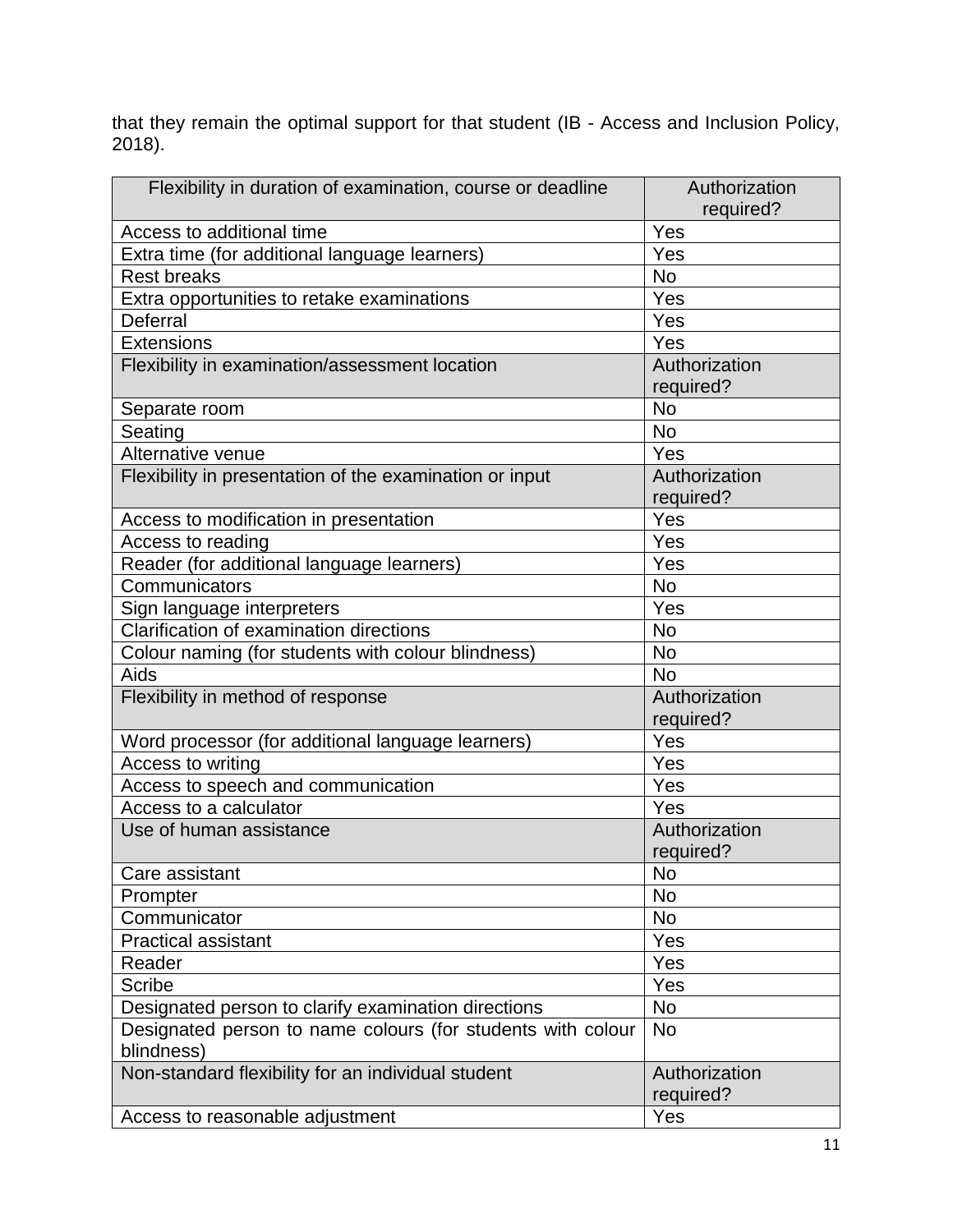that they remain the optimal support for that student (IB - Access and Inclusion Policy, 2018).

| Flexibility in duration of examination, course or deadline | Authorization required? |
|---|---|
| Access to additional time | Yes |
| Extra time (for additional language learners) | Yes |
| Rest breaks | No |
| Extra opportunities to retake examinations | Yes |
| Deferral | Yes |
| Extensions | Yes |
| **Flexibility in examination/assessment location** | **Authorization required?** |
| Separate room | No |
| Seating | No |
| Alternative venue | Yes |
| **Flexibility in presentation of the examination or input** | **Authorization required?** |
| Access to modification in presentation | Yes |
| Access to reading | Yes |
| Reader (for additional language learners) | Yes |
| Communicators | No |
| Sign language interpreters | Yes |
| Clarification of examination directions | No |
| Colour naming (for students with colour blindness) | No |
| Aids | No |
| **Flexibility in method of response** | **Authorization required?** |
| Word processor (for additional language learners) | Yes |
| Access to writing | Yes |
| Access to speech and communication | Yes |
| Access to a calculator | Yes |
| **Use of human assistance** | **Authorization required?** |
| Care assistant | No |
| Prompter | No |
| Communicator | No |
| Practical assistant | Yes |
| Reader | Yes |
| Scribe | Yes |
| Designated person to clarify examination directions | No |
| Designated person to name colours (for students with colour blindness) | No |
| **Non-standard flexibility for an individual student** | **Authorization required?** |
| Access to reasonable adjustment | Yes |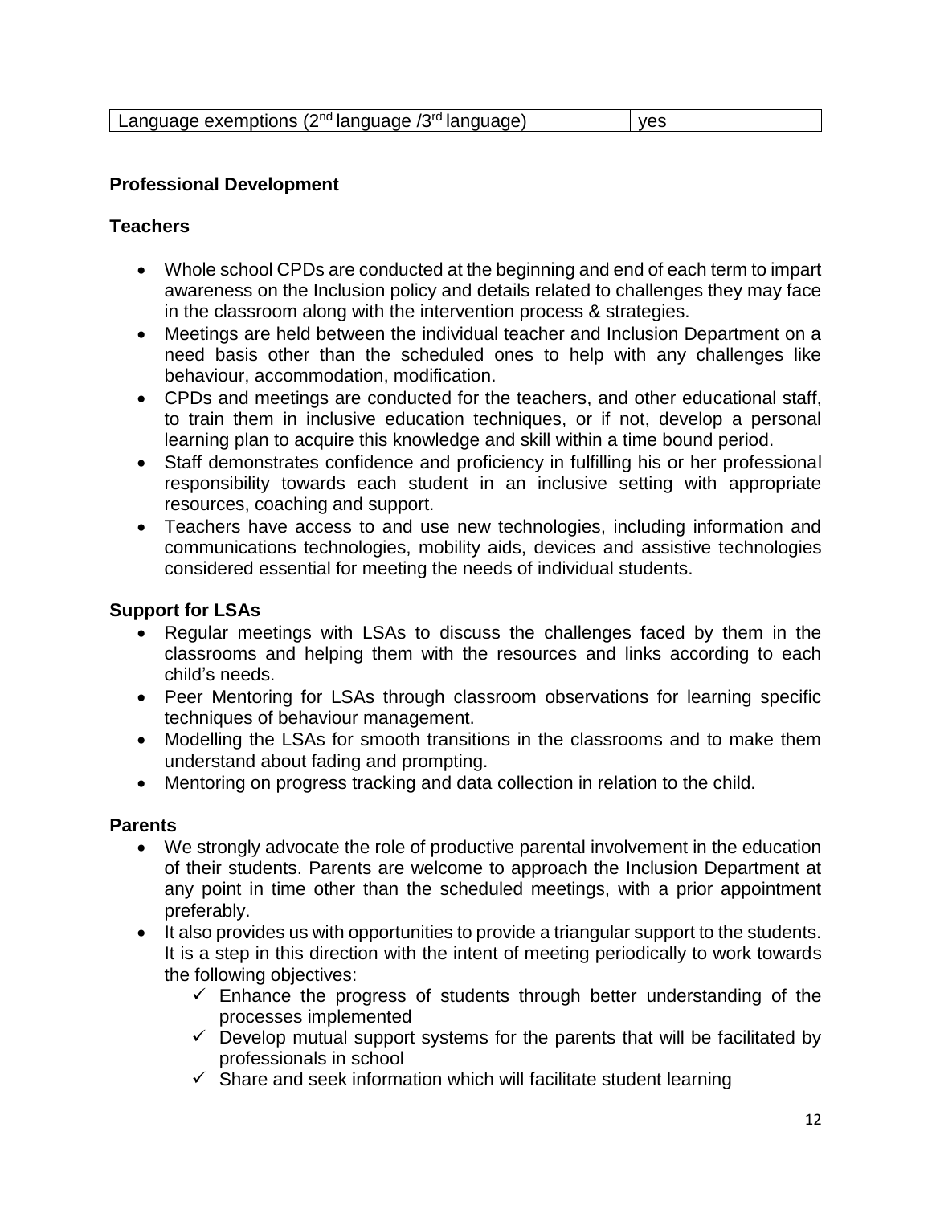| Language exemptions (2nd language /3rd language) | yes |
|---|---|

**Professional Development**

**Teachers**

- Whole school CPDs are conducted at the beginning and end of each term to impart awareness on the Inclusion policy and details related to challenges they may face in the classroom along with the intervention process & strategies.
- Meetings are held between the individual teacher and Inclusion Department on a need basis other than the scheduled ones to help with any challenges like behaviour, accommodation, modification.
- CPDs and meetings are conducted for the teachers, and other educational staff, to train them in inclusive education techniques, or if not, develop a personal learning plan to acquire this knowledge and skill within a time bound period.
- Staff demonstrates confidence and proficiency in fulfilling his or her professional responsibility towards each student in an inclusive setting with appropriate resources, coaching and support.
- Teachers have access to and use new technologies, including information and communications technologies, mobility aids, devices and assistive technologies considered essential for meeting the needs of individual students.

**Support for LSAs**

- Regular meetings with LSAs to discuss the challenges faced by them in the classrooms and helping them with the resources and links according to each child's needs.
- Peer Mentoring for LSAs through classroom observations for learning specific techniques of behaviour management.
- Modelling the LSAs for smooth transitions in the classrooms and to make them understand about fading and prompting.
- Mentoring on progress tracking and data collection in relation to the child.

**Parents**

- We strongly advocate the role of productive parental involvement in the education of their students. Parents are welcome to approach the Inclusion Department at any point in time other than the scheduled meetings, with a prior appointment preferably.
- It also provides us with opportunities to provide a triangular support to the students. It is a step in this direction with the intent of meeting periodically to work towards the following objectives:
  - ✓ Enhance the progress of students through better understanding of the processes implemented
  - ✓ Develop mutual support systems for the parents that will be facilitated by professionals in school
  - ✓ Share and seek information which will facilitate student learning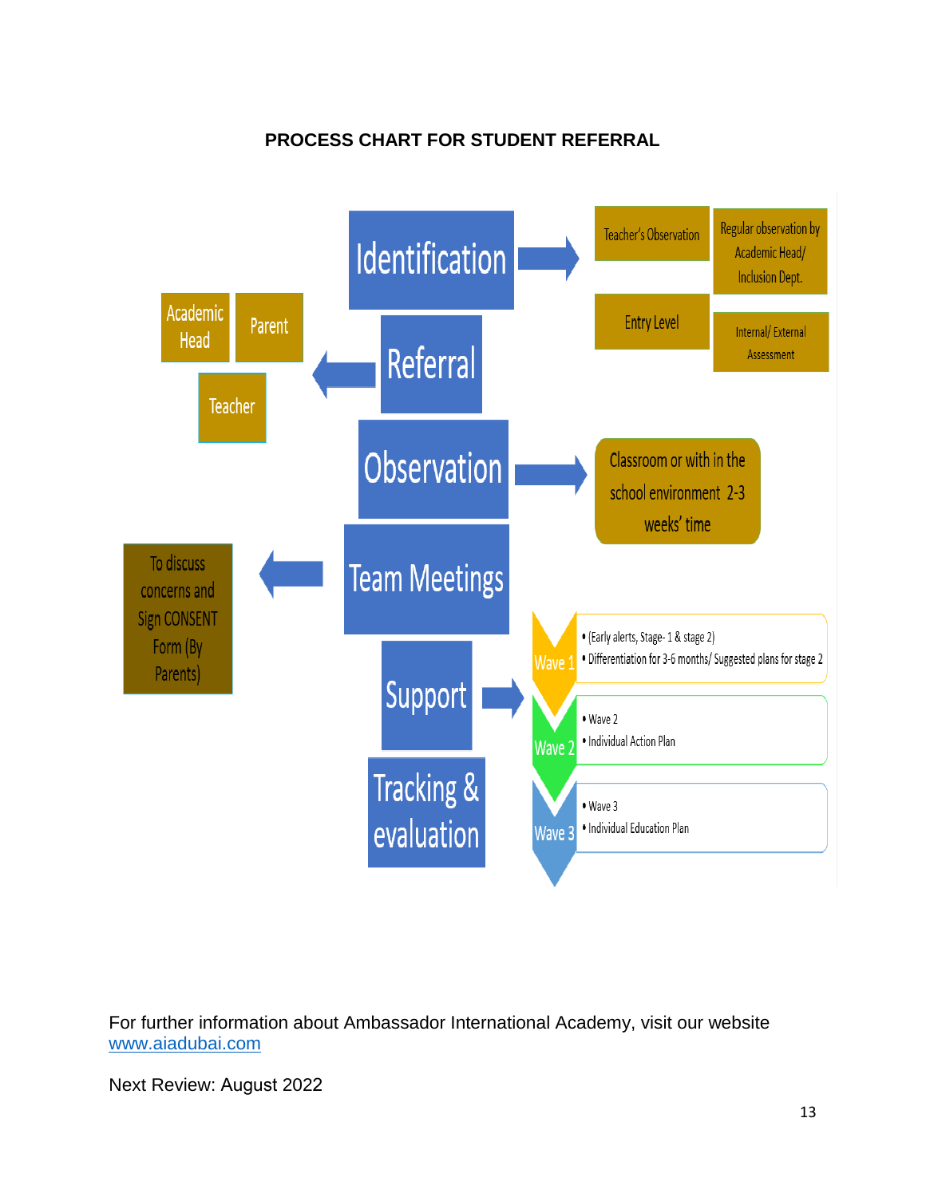**PROCESS CHART FOR STUDENT REFERRAL**

Identification

Teacher's Observation

Regular observation by Academic Head/ Inclusion Dept.

Entry Level

Internal/ External Assessment

Referral

Academic Head

Parent

Teacher

Observation

Classroom or with in the school environment 2-3 weeks' time

Team Meetings

To discuss concerns and Sign CONSENT Form (By Parents)

Support

Tracking & evaluation

Wave 1
- (Early alerts, Stage- 1 & stage 2)
- Differentiation for 3-6 months/ Suggested plans for stage 2

Wave 2
- Wave 2
- Individual Action Plan

Wave 3
- Wave 3
- Individual Education Plan

For further information about Ambassador International Academy, visit our website [www.aiadubai.com](http://www.aiadubai.com)

Next Review: August 2022